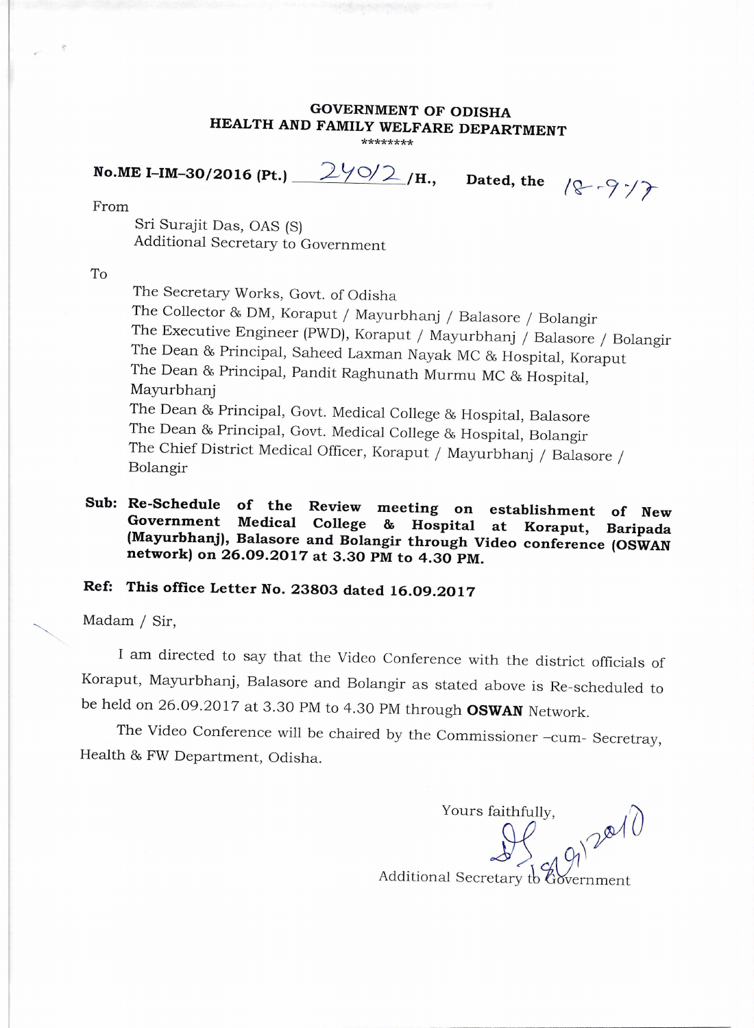**GOVERNMENT OF ODISHA**
**HEALTH AND FAMILY WELFARE DEPARTMENT**
********

**No.ME I-IM-30/2016 (Pt.)** 24012 **/H., Dated, the** 18-9-17

From

Sri Surajit Das, OAS (S)
Additional Secretary to Government

To

The Secretary Works, Govt. of Odisha
The Collector & DM, Koraput / Mayurbhanj / Balasore / Bolangir
The Executive Engineer (PWD), Koraput / Mayurbhanj / Balasore / Bolangir
The Dean & Principal, Saheed Laxman Nayak MC & Hospital, Koraput
The Dean & Principal, Pandit Raghunath Murmu MC & Hospital, Mayurbhanj
The Dean & Principal, Govt. Medical College & Hospital, Balasore
The Dean & Principal, Govt. Medical College & Hospital, Bolangir
The Chief District Medical Officer, Koraput / Mayurbhanj / Balasore / Bolangir

**Sub: Re-Schedule of the Review meeting on establishment of New Government Medical College & Hospital at Koraput, Baripada (Mayurbhanj), Balasore and Bolangir through Video conference (OSWAN network) on 26.09.2017 at 3.30 PM to 4.30 PM.**

**Ref: This office Letter No. 23803 dated 16.09.2017**

Madam / Sir,

I am directed to say that the Video Conference with the district officials of Koraput, Mayurbhanj, Balasore and Bolangir as stated above is Re-scheduled to be held on 26.09.2017 at 3.30 PM to 4.30 PM through **OSWAN** Network.

The Video Conference will be chaired by the Commissioner –cum- Secretray, Health & FW Department, Odisha.

Yours faithfully,

18/9/2017

Additional Secretary to Government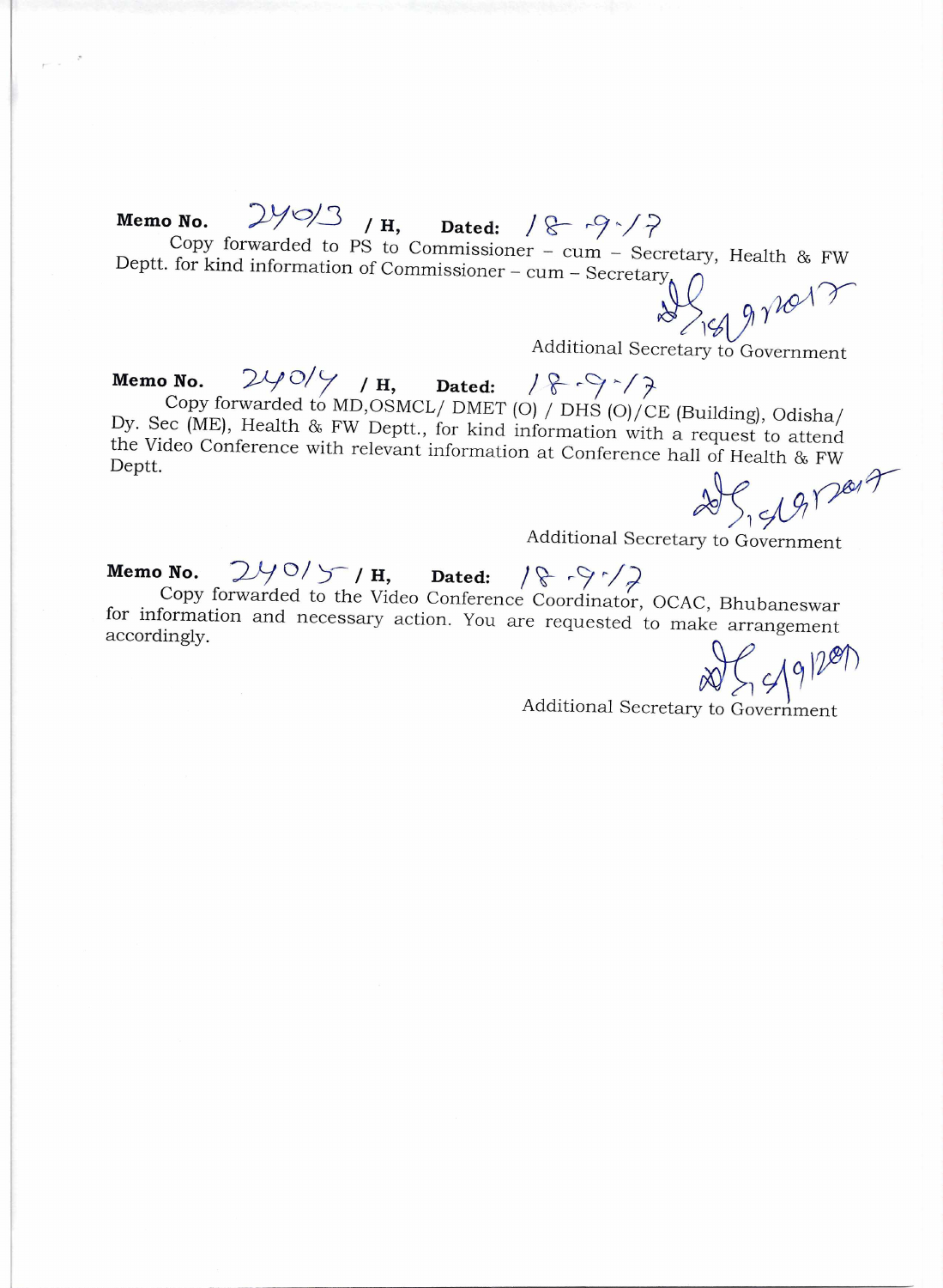**Memo No.** 24013 / H, **Dated:** 18-9-17

Copy forwarded to PS to Commissioner – cum – Secretary, Health & FW Deptt. for kind information of Commissioner – cum – Secretary.

Additional Secretary to Government

**Memo No.** 24014 / H, **Dated:** 18-9-17

Copy forwarded to MD,OSMCL/ DMET (O) / DHS (O)/CE (Building), Odisha/ Dy. Sec (ME), Health & FW Deptt., for kind information with a request to attend the Video Conference with relevant information at Conference hall of Health & FW Deptt.

Additional Secretary to Government

**Memo No.** 24015 / H, **Dated:** 18-9-17

Copy forwarded to the Video Conference Coordinator, OCAC, Bhubaneswar for information and necessary action. You are requested to make arrangement accordingly.

Additional Secretary to Government